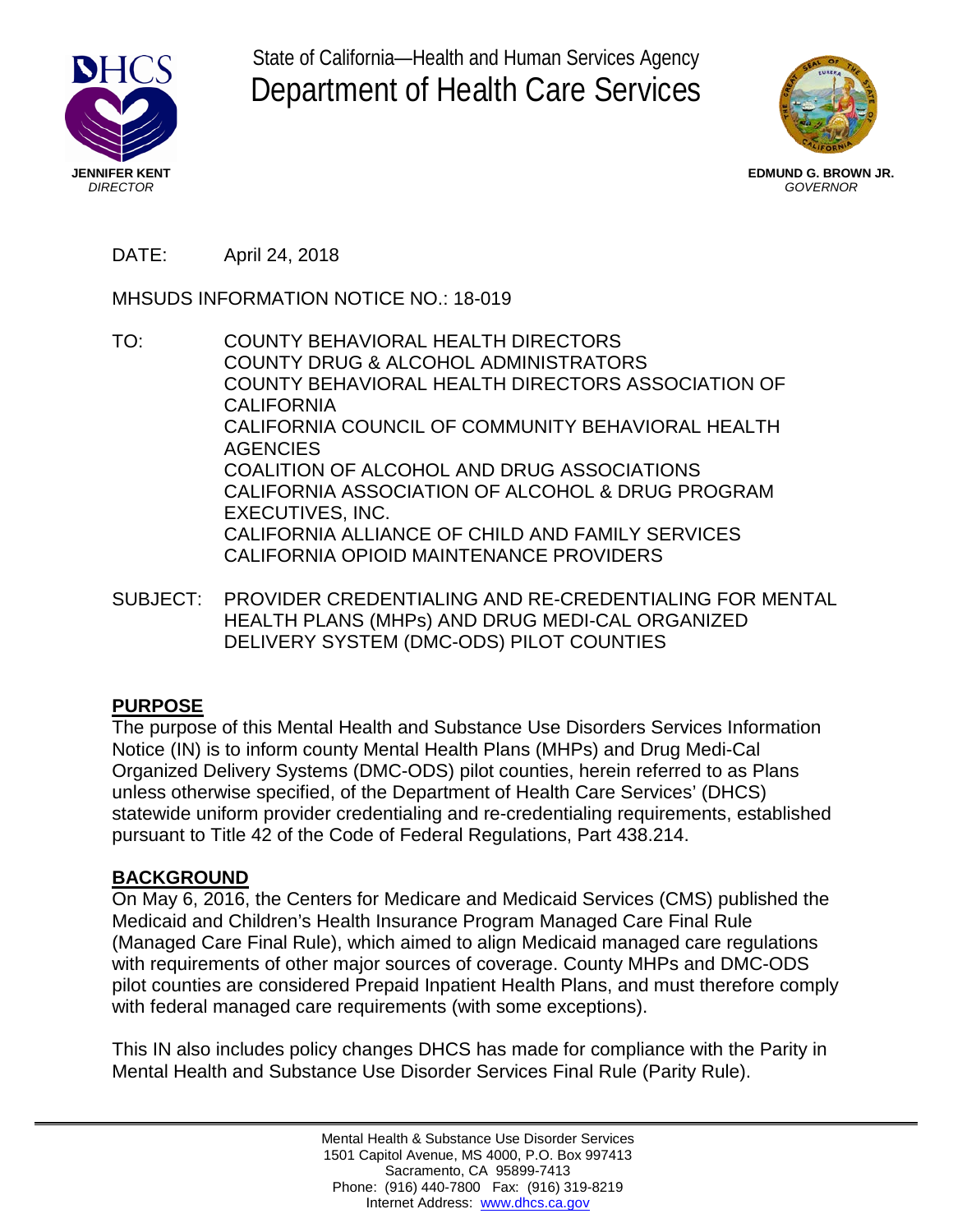State of California—Health and Human Services Agency

# Department of Health Care Services

**JENNIFER KENT**
*DIRECTOR*

**EDMUND G. BROWN JR.**
*GOVERNOR*

DATE: April 24, 2018

MHSUDS INFORMATION NOTICE NO.: 18-019

TO: COUNTY BEHAVIORAL HEALTH DIRECTORS
COUNTY DRUG & ALCOHOL ADMINISTRATORS
COUNTY BEHAVIORAL HEALTH DIRECTORS ASSOCIATION OF CALIFORNIA
CALIFORNIA COUNCIL OF COMMUNITY BEHAVIORAL HEALTH AGENCIES
COALITION OF ALCOHOL AND DRUG ASSOCIATIONS
CALIFORNIA ASSOCIATION OF ALCOHOL & DRUG PROGRAM EXECUTIVES, INC.
CALIFORNIA ALLIANCE OF CHILD AND FAMILY SERVICES
CALIFORNIA OPIOID MAINTENANCE PROVIDERS

SUBJECT: PROVIDER CREDENTIALING AND RE-CREDENTIALING FOR MENTAL HEALTH PLANS (MHPs) AND DRUG MEDI-CAL ORGANIZED DELIVERY SYSTEM (DMC-ODS) PILOT COUNTIES

## PURPOSE

The purpose of this Mental Health and Substance Use Disorders Services Information Notice (IN) is to inform county Mental Health Plans (MHPs) and Drug Medi-Cal Organized Delivery Systems (DMC-ODS) pilot counties, herein referred to as Plans unless otherwise specified, of the Department of Health Care Services' (DHCS) statewide uniform provider credentialing and re-credentialing requirements, established pursuant to Title 42 of the Code of Federal Regulations, Part 438.214.

## BACKGROUND

On May 6, 2016, the Centers for Medicare and Medicaid Services (CMS) published the Medicaid and Children's Health Insurance Program Managed Care Final Rule (Managed Care Final Rule), which aimed to align Medicaid managed care regulations with requirements of other major sources of coverage. County MHPs and DMC-ODS pilot counties are considered Prepaid Inpatient Health Plans, and must therefore comply with federal managed care requirements (with some exceptions).

This IN also includes policy changes DHCS has made for compliance with the Parity in Mental Health and Substance Use Disorder Services Final Rule (Parity Rule).

Mental Health & Substance Use Disorder Services
1501 Capitol Avenue, MS 4000, P.O. Box 997413
Sacramento, CA 95899-7413
Phone: (916) 440-7800 Fax: (916) 319-8219
Internet Address: www.dhcs.ca.gov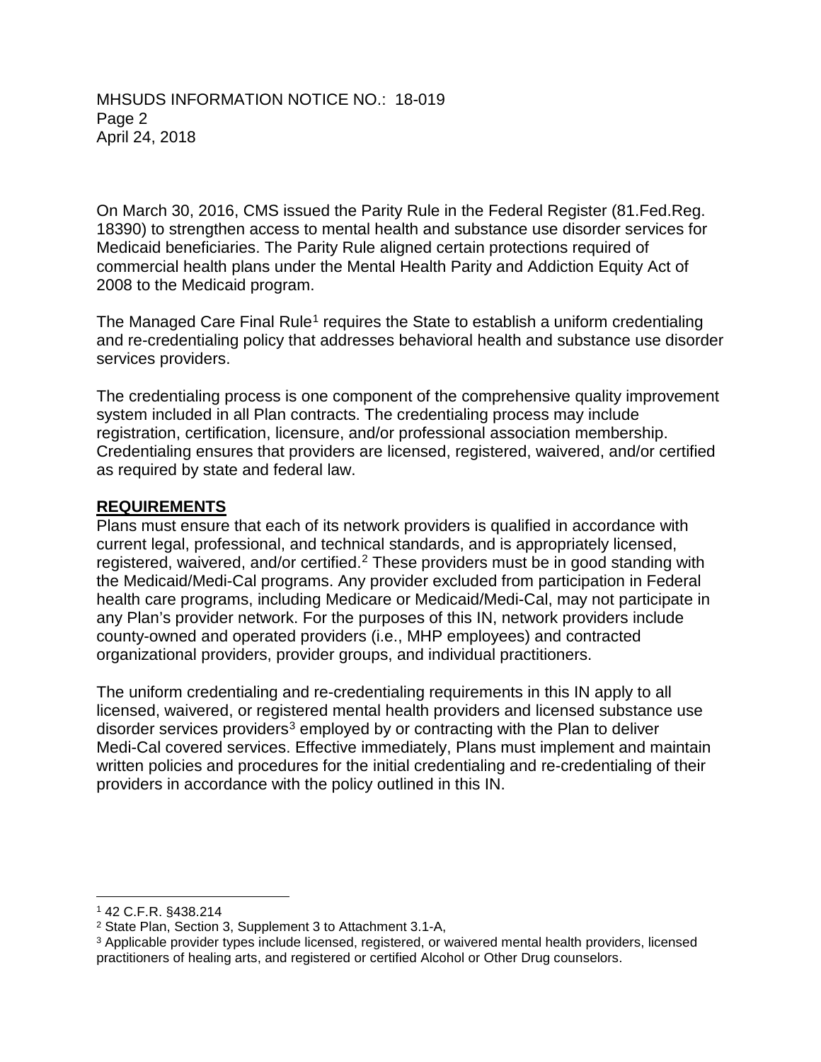On March 30, 2016, CMS issued the Parity Rule in the Federal Register (81.Fed.Reg. 18390) to strengthen access to mental health and substance use disorder services for Medicaid beneficiaries. The Parity Rule aligned certain protections required of commercial health plans under the Mental Health Parity and Addiction Equity Act of 2008 to the Medicaid program.

The Managed Care Final Rule[1] requires the State to establish a uniform credentialing and re-credentialing policy that addresses behavioral health and substance use disorder services providers.

The credentialing process is one component of the comprehensive quality improvement system included in all Plan contracts. The credentialing process may include registration, certification, licensure, and/or professional association membership. Credentialing ensures that providers are licensed, registered, waivered, and/or certified as required by state and federal law.

## REQUIREMENTS

Plans must ensure that each of its network providers is qualified in accordance with current legal, professional, and technical standards, and is appropriately licensed, registered, waivered, and/or certified.[2] These providers must be in good standing with the Medicaid/Medi-Cal programs. Any provider excluded from participation in Federal health care programs, including Medicare or Medicaid/Medi-Cal, may not participate in any Plan's provider network. For the purposes of this IN, network providers include county-owned and operated providers (i.e., MHP employees) and contracted organizational providers, provider groups, and individual practitioners.

The uniform credentialing and re-credentialing requirements in this IN apply to all licensed, waivered, or registered mental health providers and licensed substance use disorder services providers[3] employed by or contracting with the Plan to deliver Medi-Cal covered services. Effective immediately, Plans must implement and maintain written policies and procedures for the initial credentialing and re-credentialing of their providers in accordance with the policy outlined in this IN.

---

[1] 42 C.F.R. §438.214

[2] State Plan, Section 3, Supplement 3 to Attachment 3.1-A,

[3] Applicable provider types include licensed, registered, or waivered mental health providers, licensed practitioners of healing arts, and registered or certified Alcohol or Other Drug counselors.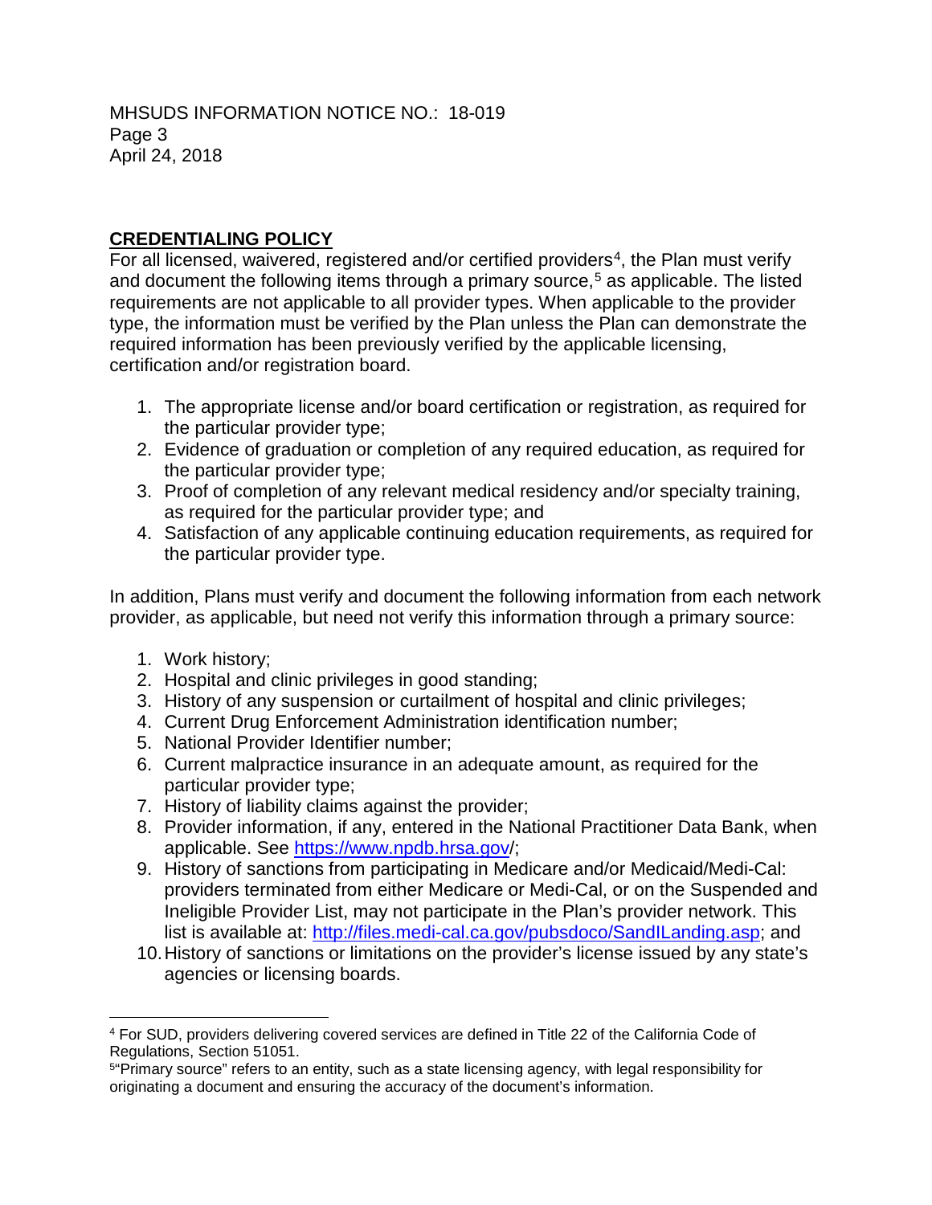## CREDENTIALING POLICY

For all licensed, waivered, registered and/or certified providers[4], the Plan must verify and document the following items through a primary source,[5] as applicable. The listed requirements are not applicable to all provider types. When applicable to the provider type, the information must be verified by the Plan unless the Plan can demonstrate the required information has been previously verified by the applicable licensing, certification and/or registration board.

1. The appropriate license and/or board certification or registration, as required for the particular provider type;
2. Evidence of graduation or completion of any required education, as required for the particular provider type;
3. Proof of completion of any relevant medical residency and/or specialty training, as required for the particular provider type; and
4. Satisfaction of any applicable continuing education requirements, as required for the particular provider type.

In addition, Plans must verify and document the following information from each network provider, as applicable, but need not verify this information through a primary source:

1. Work history;
2. Hospital and clinic privileges in good standing;
3. History of any suspension or curtailment of hospital and clinic privileges;
4. Current Drug Enforcement Administration identification number;
5. National Provider Identifier number;
6. Current malpractice insurance in an adequate amount, as required for the particular provider type;
7. History of liability claims against the provider;
8. Provider information, if any, entered in the National Practitioner Data Bank, when applicable. See https://www.npdb.hrsa.gov/;
9. History of sanctions from participating in Medicare and/or Medicaid/Medi-Cal: providers terminated from either Medicare or Medi-Cal, or on the Suspended and Ineligible Provider List, may not participate in the Plan's provider network. This list is available at: http://files.medi-cal.ca.gov/pubsdoco/SandILanding.asp; and
10. History of sanctions or limitations on the provider's license issued by any state's agencies or licensing boards.

---

[4] For SUD, providers delivering covered services are defined in Title 22 of the California Code of Regulations, Section 51051.

[5] "Primary source" refers to an entity, such as a state licensing agency, with legal responsibility for originating a document and ensuring the accuracy of the document's information.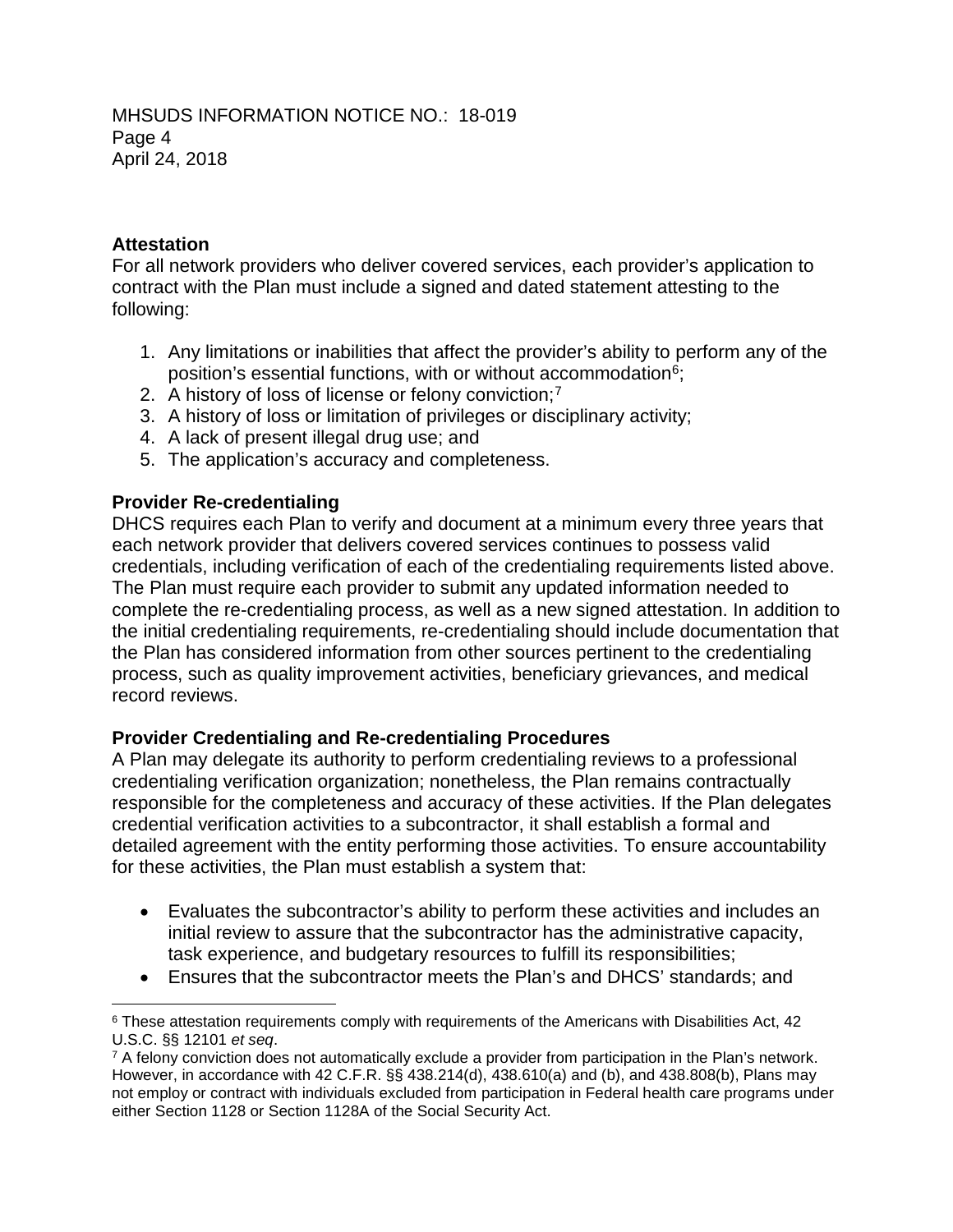### Attestation

For all network providers who deliver covered services, each provider's application to contract with the Plan must include a signed and dated statement attesting to the following:

1. Any limitations or inabilities that affect the provider's ability to perform any of the position's essential functions, with or without accommodation[6];
2. A history of loss of license or felony conviction;[7]
3. A history of loss or limitation of privileges or disciplinary activity;
4. A lack of present illegal drug use; and
5. The application's accuracy and completeness.

### Provider Re-credentialing

DHCS requires each Plan to verify and document at a minimum every three years that each network provider that delivers covered services continues to possess valid credentials, including verification of each of the credentialing requirements listed above. The Plan must require each provider to submit any updated information needed to complete the re-credentialing process, as well as a new signed attestation. In addition to the initial credentialing requirements, re-credentialing should include documentation that the Plan has considered information from other sources pertinent to the credentialing process, such as quality improvement activities, beneficiary grievances, and medical record reviews.

### Provider Credentialing and Re-credentialing Procedures

A Plan may delegate its authority to perform credentialing reviews to a professional credentialing verification organization; nonetheless, the Plan remains contractually responsible for the completeness and accuracy of these activities. If the Plan delegates credential verification activities to a subcontractor, it shall establish a formal and detailed agreement with the entity performing those activities. To ensure accountability for these activities, the Plan must establish a system that:

- Evaluates the subcontractor's ability to perform these activities and includes an initial review to assure that the subcontractor has the administrative capacity, task experience, and budgetary resources to fulfill its responsibilities;
- Ensures that the subcontractor meets the Plan's and DHCS' standards; and

---

[6] These attestation requirements comply with requirements of the Americans with Disabilities Act, 42 U.S.C. §§ 12101 *et seq*.

[7] A felony conviction does not automatically exclude a provider from participation in the Plan's network. However, in accordance with 42 C.F.R. §§ 438.214(d), 438.610(a) and (b), and 438.808(b), Plans may not employ or contract with individuals excluded from participation in Federal health care programs under either Section 1128 or Section 1128A of the Social Security Act.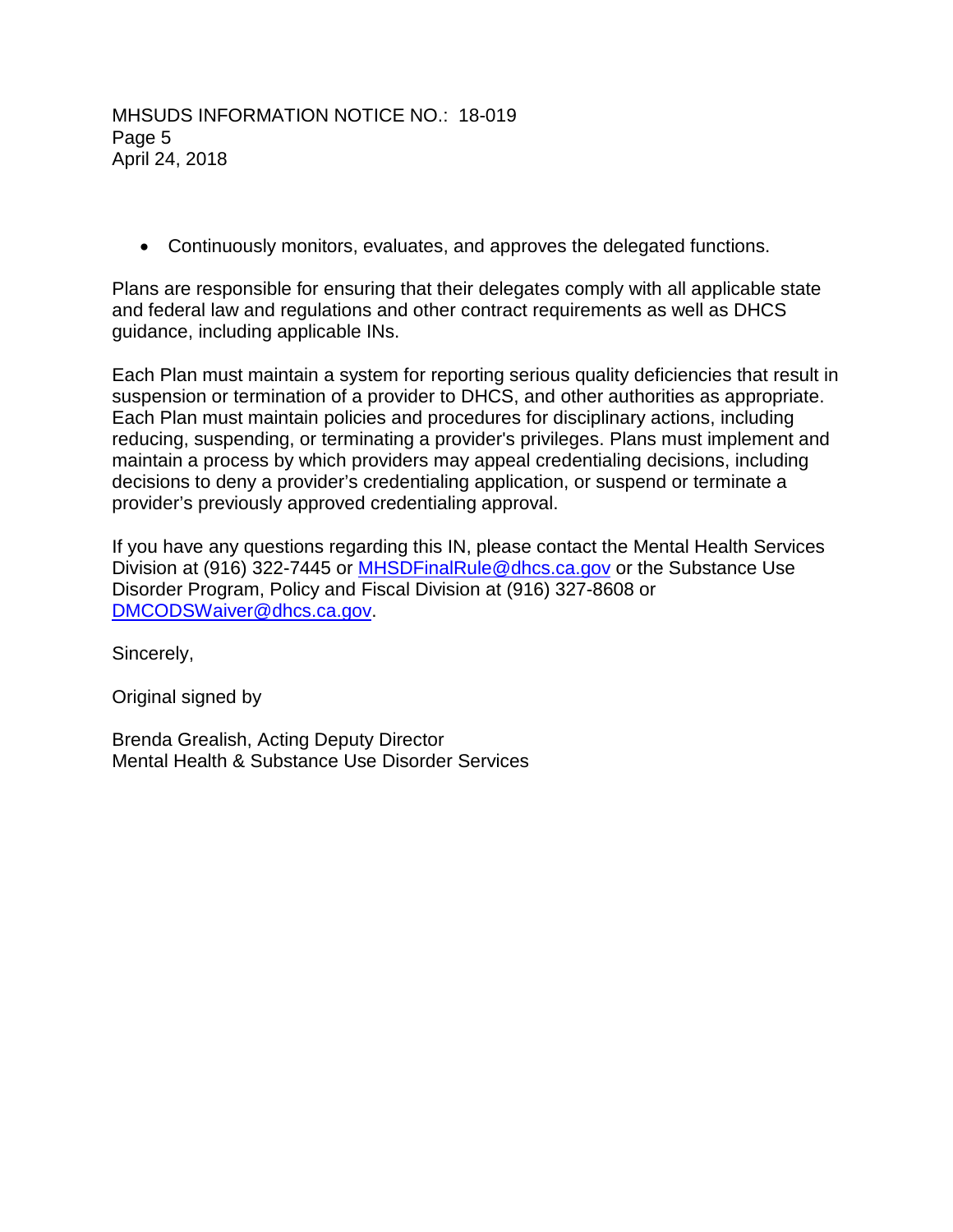- Continuously monitors, evaluates, and approves the delegated functions.

Plans are responsible for ensuring that their delegates comply with all applicable state and federal law and regulations and other contract requirements as well as DHCS guidance, including applicable INs.

Each Plan must maintain a system for reporting serious quality deficiencies that result in suspension or termination of a provider to DHCS, and other authorities as appropriate. Each Plan must maintain policies and procedures for disciplinary actions, including reducing, suspending, or terminating a provider's privileges. Plans must implement and maintain a process by which providers may appeal credentialing decisions, including decisions to deny a provider's credentialing application, or suspend or terminate a provider's previously approved credentialing approval.

If you have any questions regarding this IN, please contact the Mental Health Services Division at (916) 322-7445 or MHSDFinalRule@dhcs.ca.gov or the Substance Use Disorder Program, Policy and Fiscal Division at (916) 327-8608 or DMCODSWaiver@dhcs.ca.gov.

Sincerely,

Original signed by

Brenda Grealish, Acting Deputy Director
Mental Health & Substance Use Disorder Services